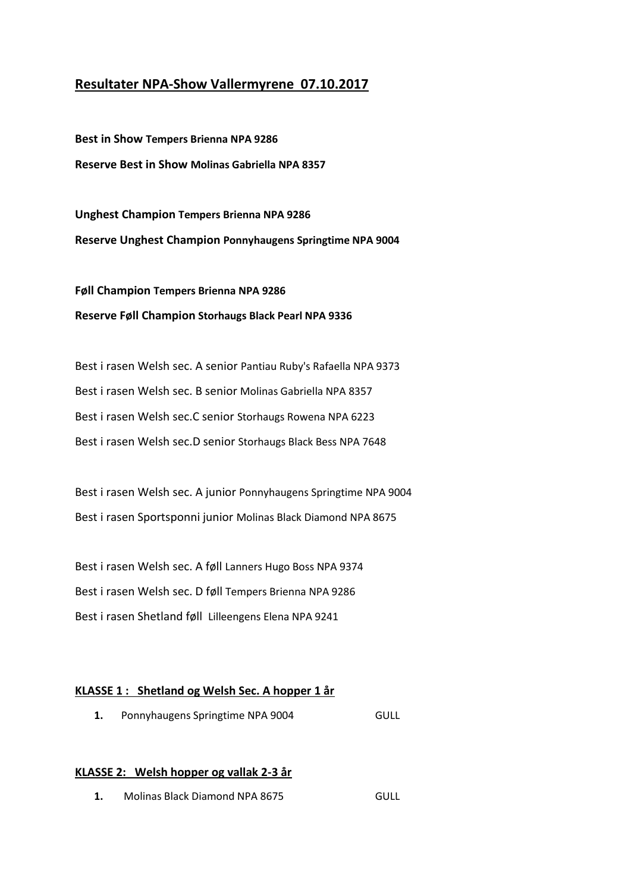# Resultater NPA-Show Vallermyrene 07.10.2017

**Best in Show Tempers Brienna NPA 9286**

**Reserve Best in Show Molinas Gabriella NPA 8357**

**Unghest Champion Tempers Brienna NPA 9286**

**Reserve Unghest Champion Ponnyhaugens Springtime NPA 9004**

**Føll Champion Tempers Brienna NPA 9286**

**Reserve Føll Champion Storhaugs Black Pearl NPA 9336**

Best i rasen Welsh sec. A senior Pantiau Ruby's Rafaella NPA 9373

Best i rasen Welsh sec. B senior Molinas Gabriella NPA 8357

Best i rasen Welsh sec.C senior Storhaugs Rowena NPA 6223

Best i rasen Welsh sec.D senior Storhaugs Black Bess NPA 7648

Best i rasen Welsh sec. A junior Ponnyhaugens Springtime NPA 9004

Best i rasen Sportsponni junior Molinas Black Diamond NPA 8675

Best i rasen Welsh sec. A føll Lanners Hugo Boss NPA 9374

Best i rasen Welsh sec. D føll Tempers Brienna NPA 9286

Best i rasen Shetland føll Lilleengens Elena NPA 9241

## KLASSE 1 : Shetland og Welsh Sec. A hopper 1 år

1. Ponnyhaugens Springtime NPA 9004 GULL

## KLASSE 2: Welsh hopper og vallak 2-3 år

1. Molinas Black Diamond NPA 8675 GULL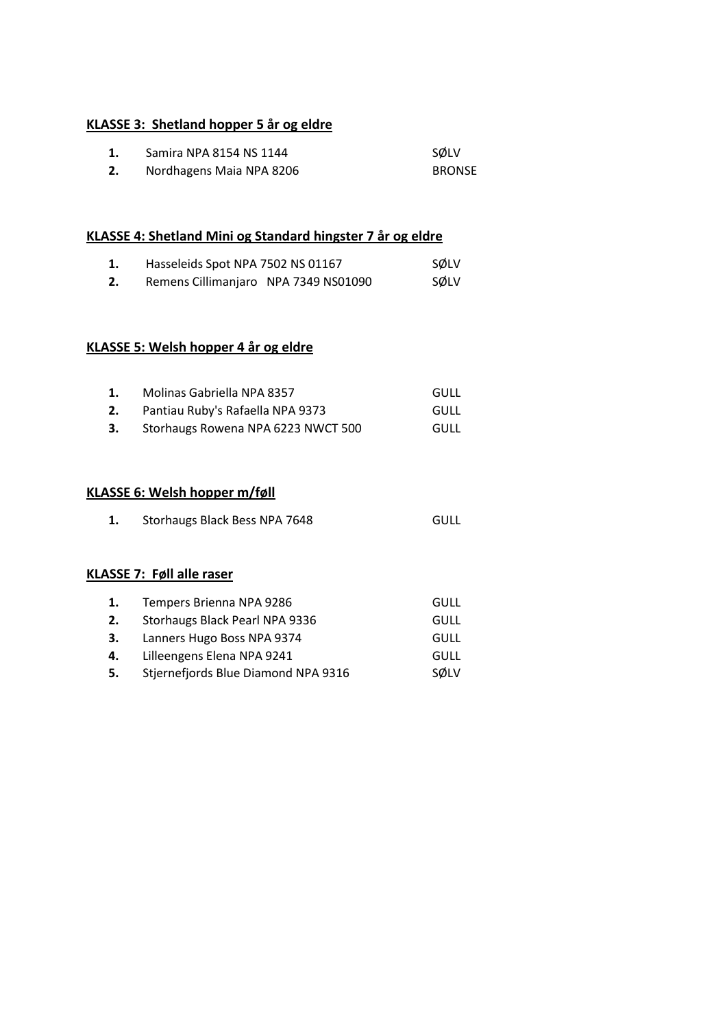**KLASSE 3: Shetland hopper 5 år og eldre**

| | | |
|---|---|---|
| **1.** | Samira NPA 8154 NS 1144 | SØLV |
| **2.** | Nordhagens Maia NPA 8206 | BRONSE |

**KLASSE 4: Shetland Mini og Standard hingster 7 år og eldre**

| | | |
|---|---|---|
| **1.** | Hasseleids Spot NPA 7502 NS 01167 | SØLV |
| **2.** | Remens Cillimanjaro NPA 7349 NS01090 | SØLV |

**KLASSE 5: Welsh hopper 4 år og eldre**

| | | |
|---|---|---|
| **1.** | Molinas Gabriella NPA 8357 | GULL |
| **2.** | Pantiau Ruby's Rafaella NPA 9373 | GULL |
| **3.** | Storhaugs Rowena NPA 6223 NWCT 500 | GULL |

**KLASSE 6: Welsh hopper m/føll**

| | | |
|---|---|---|
| **1.** | Storhaugs Black Bess NPA 7648 | GULL |

**KLASSE 7: Føll alle raser**

| | | |
|---|---|---|
| **1.** | Tempers Brienna NPA 9286 | GULL |
| **2.** | Storhaugs Black Pearl NPA 9336 | GULL |
| **3.** | Lanners Hugo Boss NPA 9374 | GULL |
| **4.** | Lilleengens Elena NPA 9241 | GULL |
| **5.** | Stjernefjords Blue Diamond NPA 9316 | SØLV |